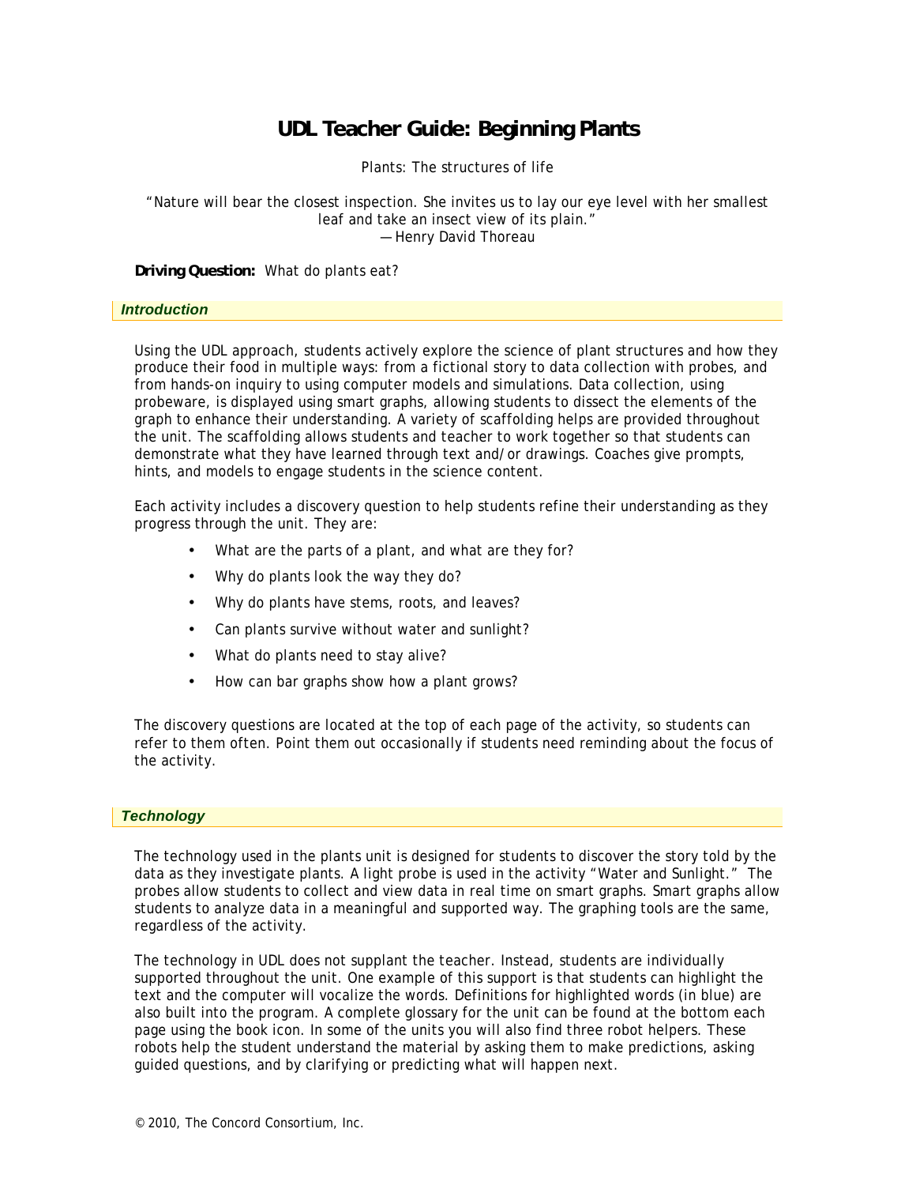# UDL Teacher Guide: Beginning Plants

Plants: The structures of life

"Nature will bear the closest inspection. She invites us to lay our eye level with her smallest leaf and take an insect view of its plain."
—Henry David Thoreau

**Driving Question:** What do plants eat?

## Introduction

Using the UDL approach, students actively explore the science of plant structures and how they produce their food in multiple ways: from a fictional story to data collection with probes, and from hands-on inquiry to using computer models and simulations. Data collection, using probeware, is displayed using smart graphs, allowing students to dissect the elements of the graph to enhance their understanding. A variety of scaffolding helps are provided throughout the unit. The scaffolding allows students and teacher to work together so that students can demonstrate what they have learned through text and/or drawings. Coaches give prompts, hints, and models to engage students in the science content.

Each activity includes a discovery question to help students refine their understanding as they progress through the unit. They are:

- What are the parts of a plant, and what are they for?
- Why do plants look the way they do?
- Why do plants have stems, roots, and leaves?
- Can plants survive without water and sunlight?
- What do plants need to stay alive?
- How can bar graphs show how a plant grows?

The discovery questions are located at the top of each page of the activity, so students can refer to them often. Point them out occasionally if students need reminding about the focus of the activity.

## Technology

The technology used in the plants unit is designed for students to discover the story told by the data as they investigate plants. A light probe is used in the activity "Water and Sunlight." The probes allow students to collect and view data in real time on smart graphs. Smart graphs allow students to analyze data in a meaningful and supported way. The graphing tools are the same, regardless of the activity.

The technology in UDL does not supplant the teacher. Instead, students are individually supported throughout the unit. One example of this support is that students can highlight the text and the computer will vocalize the words. Definitions for highlighted words (in blue) are also built into the program. A complete glossary for the unit can be found at the bottom each page using the book icon. In some of the units you will also find three robot helpers. These robots help the student understand the material by asking them to make predictions, asking guided questions, and by clarifying or predicting what will happen next.

© 2010, The Concord Consortium, Inc.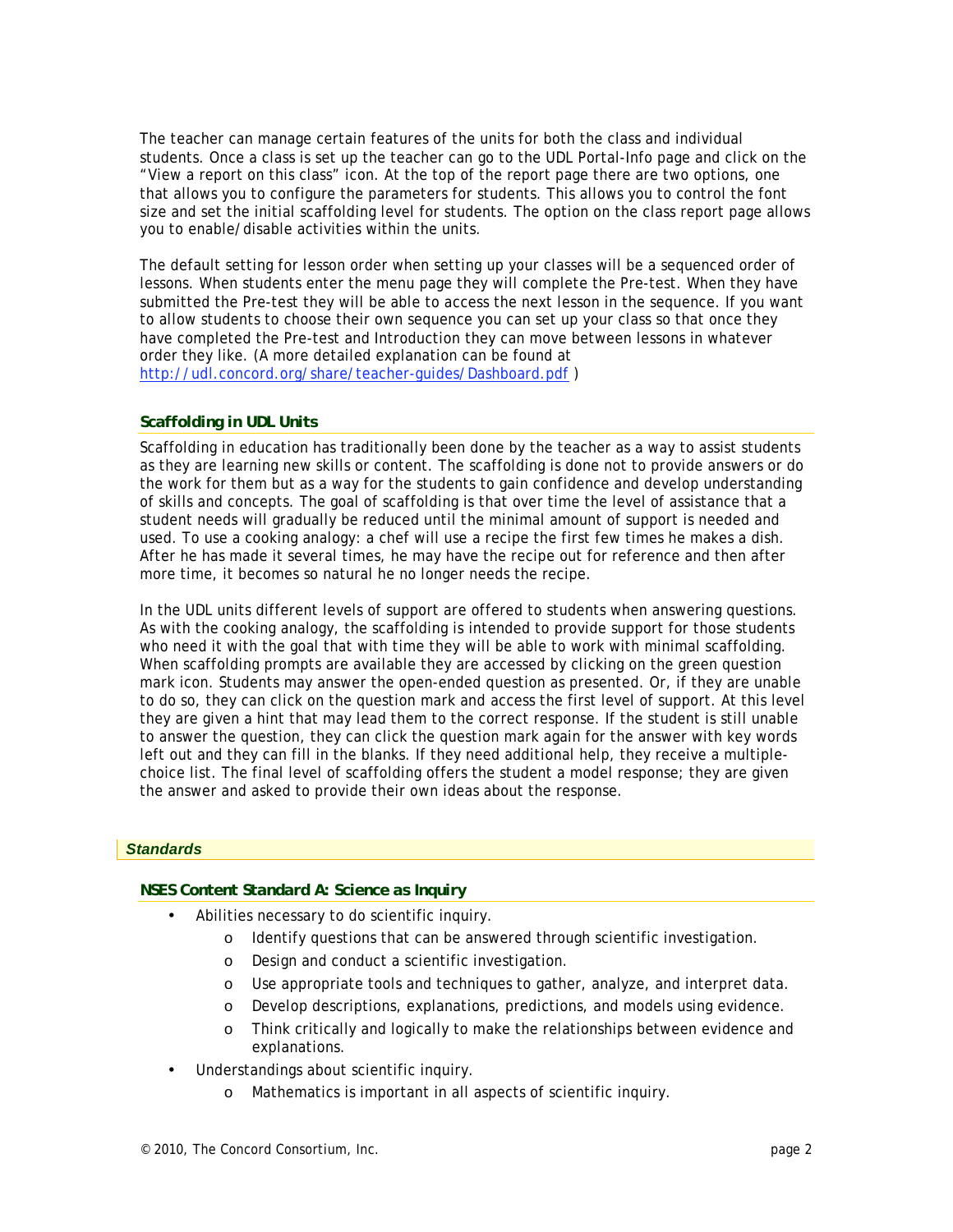The teacher can manage certain features of the units for both the class and individual students. Once a class is set up the teacher can go to the UDL Portal-Info page and click on the "View a report on this class" icon. At the top of the report page there are two options, one that allows you to configure the parameters for students. This allows you to control the font size and set the initial scaffolding level for students. The option on the class report page allows you to enable/disable activities within the units.

The default setting for lesson order when setting up your classes will be a sequenced order of lessons. When students enter the menu page they will complete the Pre-test. When they have submitted the Pre-test they will be able to access the next lesson in the sequence. If you want to allow students to choose their own sequence you can set up your class so that once they have completed the Pre-test and Introduction they can move between lessons in whatever order they like. (A more detailed explanation can be found at http://udl.concord.org/share/teacher-guides/Dashboard.pdf )

### Scaffolding in UDL Units

Scaffolding in education has traditionally been done by the teacher as a way to assist students as they are learning new skills or content. The scaffolding is done not to provide answers or do the work for them but as a way for the students to gain confidence and develop understanding of skills and concepts. The goal of scaffolding is that over time the level of assistance that a student needs will gradually be reduced until the minimal amount of support is needed and used. To use a cooking analogy: a chef will use a recipe the first few times he makes a dish. After he has made it several times, he may have the recipe out for reference and then after more time, it becomes so natural he no longer needs the recipe.

In the UDL units different levels of support are offered to students when answering questions. As with the cooking analogy, the scaffolding is intended to provide support for those students who need it with the goal that with time they will be able to work with minimal scaffolding. When scaffolding prompts are available they are accessed by clicking on the green question mark icon. Students may answer the open-ended question as presented. Or, if they are unable to do so, they can click on the question mark and access the first level of support. At this level they are given a hint that may lead them to the correct response. If the student is still unable to answer the question, they can click the question mark again for the answer with key words left out and they can fill in the blanks. If they need additional help, they receive a multiple-choice list. The final level of scaffolding offers the student a model response; they are given the answer and asked to provide their own ideas about the response.

## *Standards*

### NSES Content Standard A: Science as Inquiry

- Abilities necessary to do scientific inquiry.
  - Identify questions that can be answered through scientific investigation.
  - Design and conduct a scientific investigation.
  - Use appropriate tools and techniques to gather, analyze, and interpret data.
  - Develop descriptions, explanations, predictions, and models using evidence.
  - Think critically and logically to make the relationships between evidence and explanations.
- Understandings about scientific inquiry.
  - Mathematics is important in all aspects of scientific inquiry.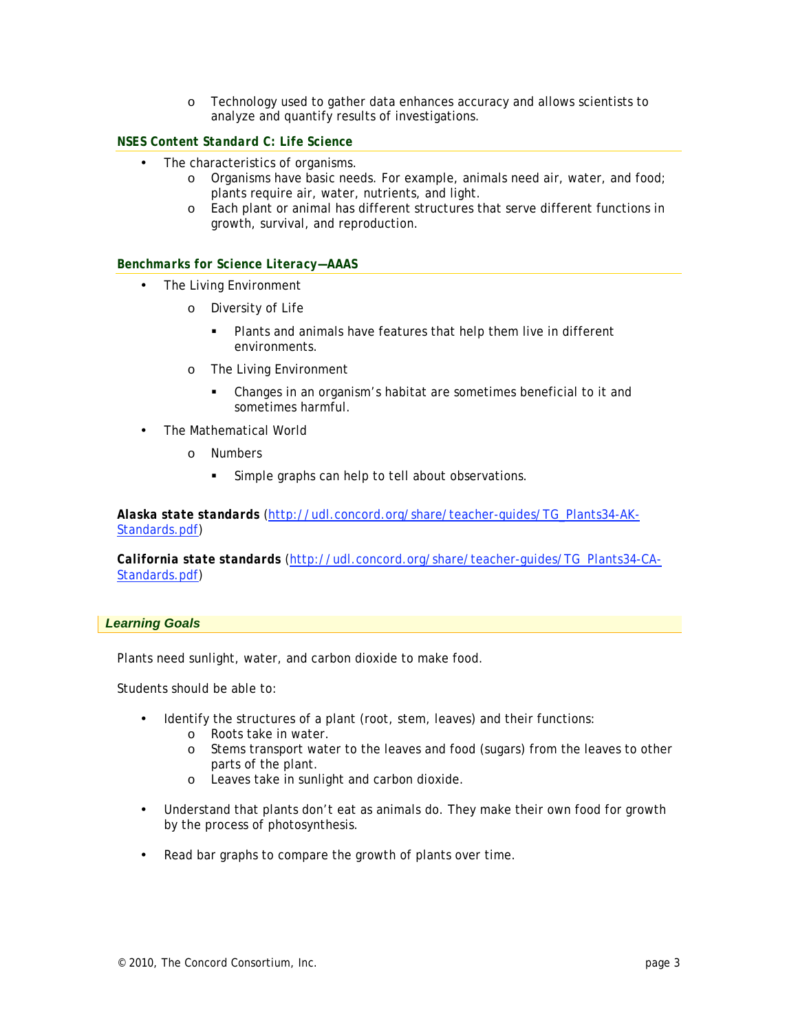- Technology used to gather data enhances accuracy and allows scientists to analyze and quantify results of investigations.

### NSES Content Standard C: Life Science

- The characteristics of organisms.
  - Organisms have basic needs. For example, animals need air, water, and food; plants require air, water, nutrients, and light.
  - Each plant or animal has different structures that serve different functions in growth, survival, and reproduction.

### Benchmarks for Science Literacy—AAAS

- The Living Environment
  - Diversity of Life
    - Plants and animals have features that help them live in different environments.
  - The Living Environment
    - Changes in an organism's habitat are sometimes beneficial to it and sometimes harmful.
- The Mathematical World
  - Numbers
    - Simple graphs can help to tell about observations.

**Alaska state standards** (http://udl.concord.org/share/teacher-guides/TG_Plants34-AK-Standards.pdf)

**California state standards** (http://udl.concord.org/share/teacher-guides/TG_Plants34-CA-Standards.pdf)

## *Learning Goals*

Plants need sunlight, water, and carbon dioxide to make food.

Students should be able to:

- Identify the structures of a plant (root, stem, leaves) and their functions:
  - Roots take in water.
  - Stems transport water to the leaves and food (sugars) from the leaves to other parts of the plant.
  - Leaves take in sunlight and carbon dioxide.
- Understand that plants don't eat as animals do. They make their own food for growth by the process of photosynthesis.
- Read bar graphs to compare the growth of plants over time.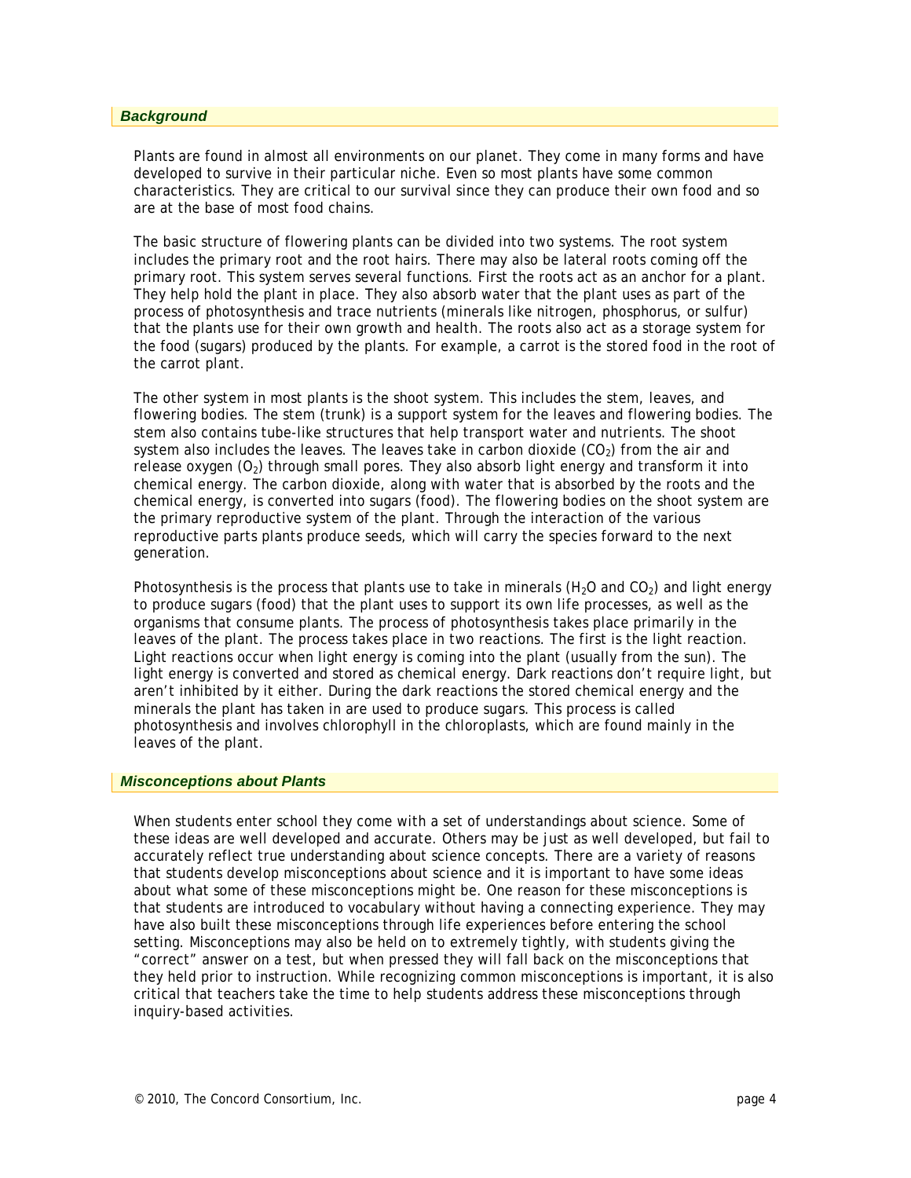## *Background*

Plants are found in almost all environments on our planet. They come in many forms and have developed to survive in their particular niche. Even so most plants have some common characteristics. They are critical to our survival since they can produce their own food and so are at the base of most food chains.

The basic structure of flowering plants can be divided into two systems. The root system includes the primary root and the root hairs. There may also be lateral roots coming off the primary root. This system serves several functions. First the roots act as an anchor for a plant. They help hold the plant in place. They also absorb water that the plant uses as part of the process of photosynthesis and trace nutrients (minerals like nitrogen, phosphorus, or sulfur) that the plants use for their own growth and health. The roots also act as a storage system for the food (sugars) produced by the plants. For example, a carrot is the stored food in the root of the carrot plant.

The other system in most plants is the shoot system. This includes the stem, leaves, and flowering bodies. The stem (trunk) is a support system for the leaves and flowering bodies. The stem also contains tube-like structures that help transport water and nutrients. The shoot system also includes the leaves. The leaves take in carbon dioxide ($CO_2$) from the air and release oxygen ($O_2$) through small pores. They also absorb light energy and transform it into chemical energy. The carbon dioxide, along with water that is absorbed by the roots and the chemical energy, is converted into sugars (food). The flowering bodies on the shoot system are the primary reproductive system of the plant. Through the interaction of the various reproductive parts plants produce seeds, which will carry the species forward to the next generation.

Photosynthesis is the process that plants use to take in minerals ($H_2O$ and $CO_2$) and light energy to produce sugars (food) that the plant uses to support its own life processes, as well as the organisms that consume plants. The process of photosynthesis takes place primarily in the leaves of the plant. The process takes place in two reactions. The first is the light reaction. Light reactions occur when light energy is coming into the plant (usually from the sun). The light energy is converted and stored as chemical energy. Dark reactions don't require light, but aren't inhibited by it either. During the dark reactions the stored chemical energy and the minerals the plant has taken in are used to produce sugars. This process is called photosynthesis and involves chlorophyll in the chloroplasts, which are found mainly in the leaves of the plant.

## *Misconceptions about Plants*

When students enter school they come with a set of understandings about science. Some of these ideas are well developed and accurate. Others may be just as well developed, but fail to accurately reflect true understanding about science concepts. There are a variety of reasons that students develop misconceptions about science and it is important to have some ideas about what some of these misconceptions might be. One reason for these misconceptions is that students are introduced to vocabulary without having a connecting experience. They may have also built these misconceptions through life experiences before entering the school setting. Misconceptions may also be held on to extremely tightly, with students giving the "correct" answer on a test, but when pressed they will fall back on the misconceptions that they held prior to instruction. While recognizing common misconceptions is important, it is also critical that teachers take the time to help students address these misconceptions through inquiry-based activities.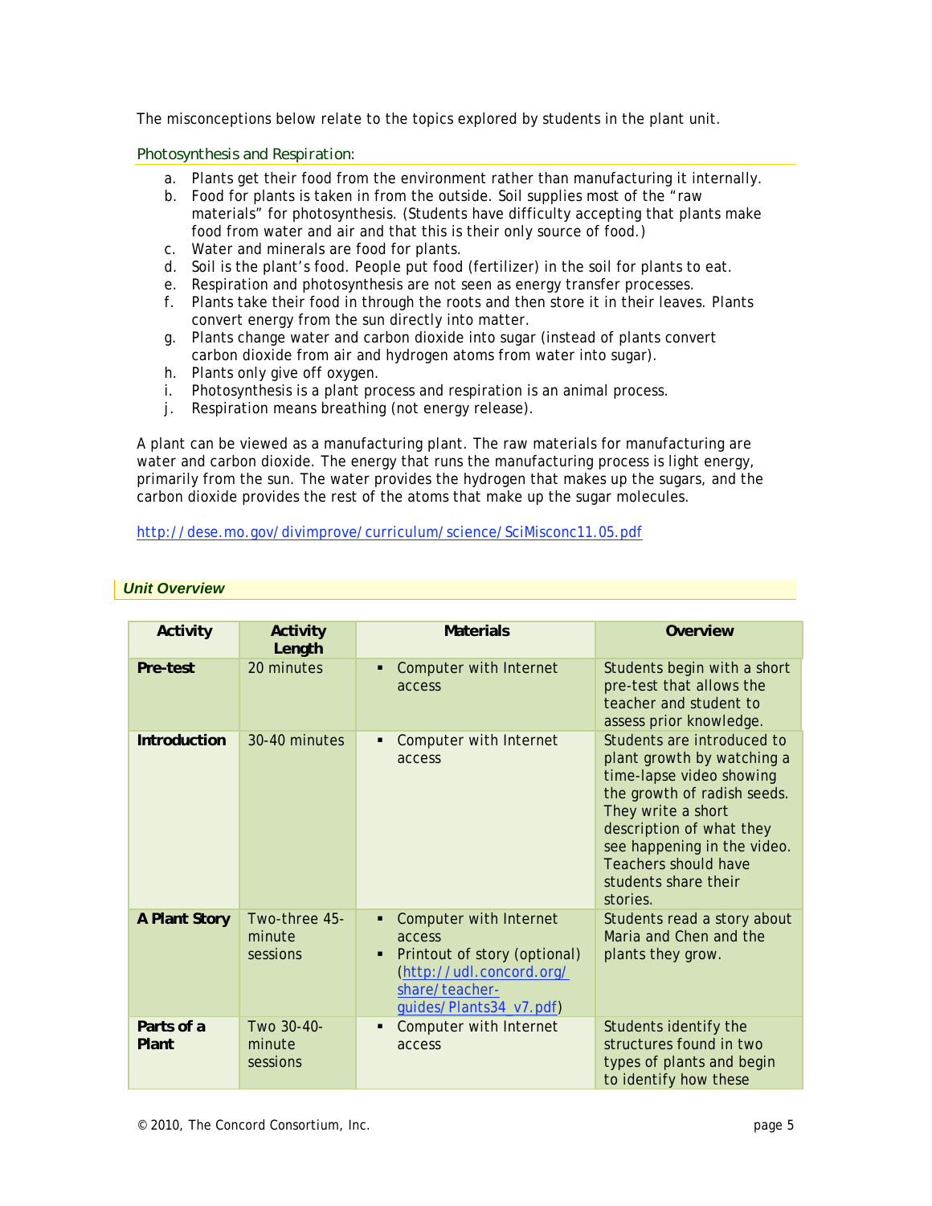The misconceptions below relate to the topics explored by students in the plant unit.

### Photosynthesis and Respiration:

a. Plants get their food from the environment rather than manufacturing it internally.
b. Food for plants is taken in from the outside. Soil supplies most of the "raw materials" for photosynthesis. (Students have difficulty accepting that plants make food from water and air and that this is their only source of food.)
c. Water and minerals are food for plants.
d. Soil is the plant's food. People put food (fertilizer) in the soil for plants to eat.
e. Respiration and photosynthesis are not seen as energy transfer processes.
f. Plants take their food in through the roots and then store it in their leaves. Plants convert energy from the sun directly into matter.
g. Plants change water and carbon dioxide into sugar (instead of plants convert carbon dioxide from air and hydrogen atoms from water into sugar).
h. Plants only give off oxygen.
i. Photosynthesis is a plant process and respiration is an animal process.
j. Respiration means breathing (not energy release).

A plant can be viewed as a manufacturing plant. The raw materials for manufacturing are water and carbon dioxide. The energy that runs the manufacturing process is light energy, primarily from the sun. The water provides the hydrogen that makes up the sugars, and the carbon dioxide provides the rest of the atoms that make up the sugar molecules.

http://dese.mo.gov/divimprove/curriculum/science/SciMisconc11.05.pdf

## *Unit Overview*

| Activity | Activity Length | Materials | Overview |
|---|---|---|---|
| **Pre-test** | 20 minutes | ▪ Computer with Internet access | Students begin with a short pre-test that allows the teacher and student to assess prior knowledge. |
| **Introduction** | 30-40 minutes | ▪ Computer with Internet access | Students are introduced to plant growth by watching a time-lapse video showing the growth of radish seeds. They write a short description of what they see happening in the video. Teachers should have students share their stories. |
| **A Plant Story** | Two-three 45-minute sessions | ▪ Computer with Internet access<br>▪ Printout of story (optional) (http://udl.concord.org/share/teacher-guides/Plants34_v7.pdf) | Students read a story about Maria and Chen and the plants they grow. |
| **Parts of a Plant** | Two 30-40-minute sessions | ▪ Computer with Internet access | Students identify the structures found in two types of plants and begin to identify how these |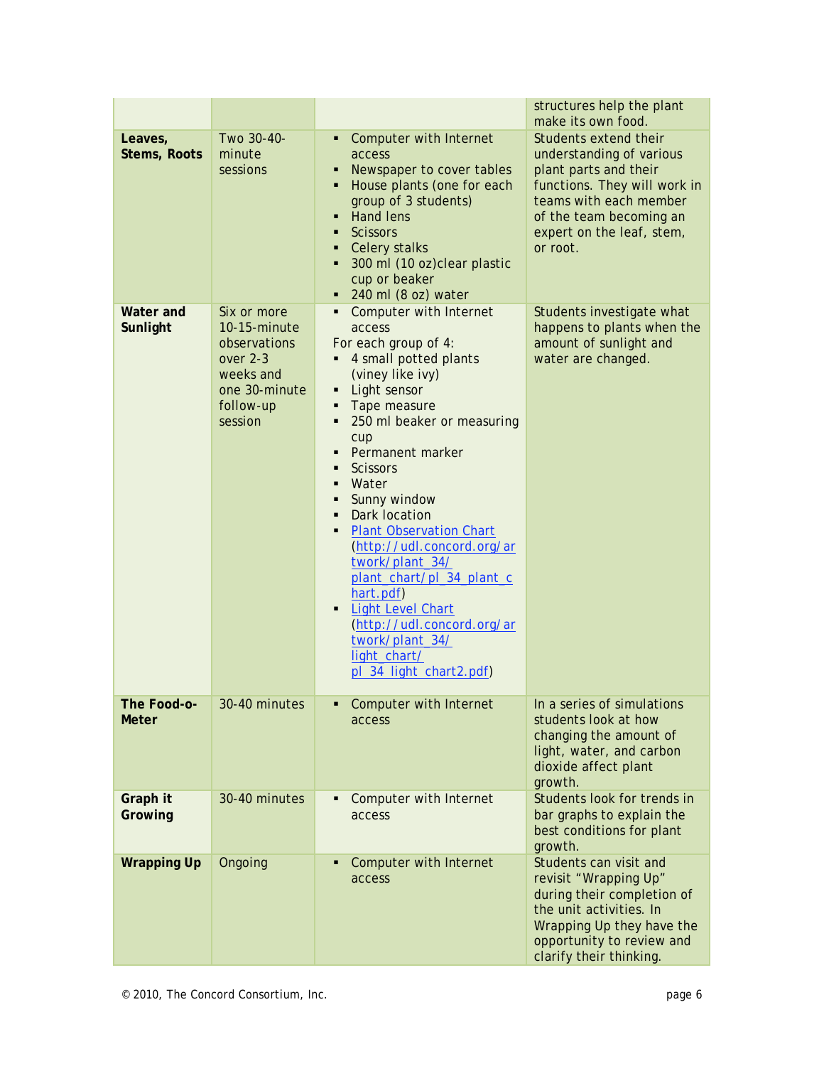| | | | structures help the plant make its own food. |
|---|---|---|---|
| **Leaves, Stems, Roots** | Two 30-40-minute sessions | ▪ Computer with Internet access<br>▪ Newspaper to cover tables<br>▪ House plants (one for each group of 3 students)<br>▪ Hand lens<br>▪ Scissors<br>▪ Celery stalks<br>▪ 300 ml (10 oz)clear plastic cup or beaker<br>▪ 240 ml (8 oz) water | Students extend their understanding of various plant parts and their functions. They will work in teams with each member of the team becoming an expert on the leaf, stem, or root. |
| **Water and Sunlight** | Six or more 10-15-minute observations over 2-3 weeks and one 30-minute follow-up session | ▪ Computer with Internet access<br>For each group of 4:<br>▪ 4 small potted plants (viney like ivy)<br>▪ Light sensor<br>▪ Tape measure<br>▪ 250 ml beaker or measuring cup<br>▪ Permanent marker<br>▪ Scissors<br>▪ Water<br>▪ Sunny window<br>▪ Dark location<br>▪ Plant Observation Chart (http://udl.concord.org/artwork/plant_34/plant_chart/pl_34_plant_chart.pdf)<br>▪ Light Level Chart (http://udl.concord.org/artwork/plant_34/light_chart/pl_34_light_chart2.pdf) | Students investigate what happens to plants when the amount of sunlight and water are changed. |
| **The Food-o-Meter** | 30-40 minutes | ▪ Computer with Internet access | In a series of simulations students look at how changing the amount of light, water, and carbon dioxide affect plant growth. |
| **Graph it Growing** | 30-40 minutes | ▪ Computer with Internet access | Students look for trends in bar graphs to explain the best conditions for plant growth. |
| **Wrapping Up** | Ongoing | ▪ Computer with Internet access | Students can visit and revisit "Wrapping Up" during their completion of the unit activities. In Wrapping Up they have the opportunity to review and clarify their thinking. |

© 2010, The Concord Consortium, Inc.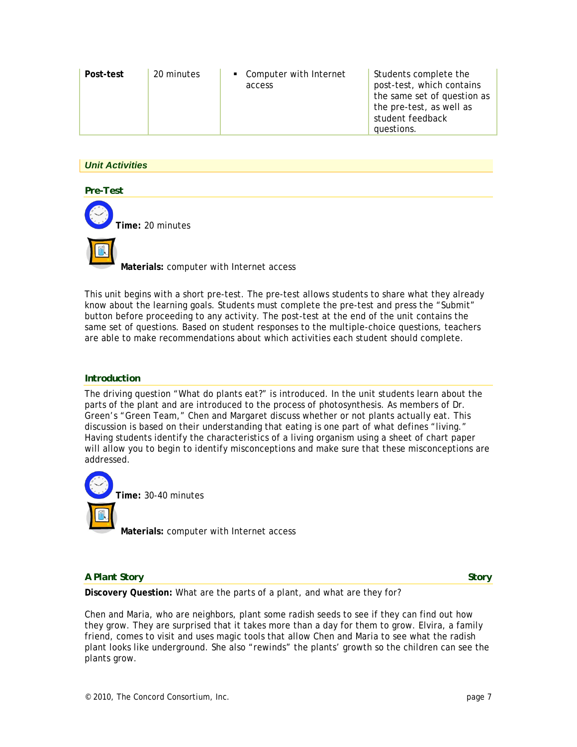| Post-test | 20 minutes | ▪ Computer with Internet access | Students complete the post-test, which contains the same set of question as the pre-test, as well as student feedback questions. |
|---|---|---|---|

## *Unit Activities*

### Pre-Test

**Time:** 20 minutes

**Materials:** computer with Internet access

This unit begins with a short pre-test. The pre-test allows students to share what they already know about the learning goals. Students must complete the pre-test and press the "Submit" button before proceeding to any activity. The post-test at the end of the unit contains the same set of questions. Based on student responses to the multiple-choice questions, teachers are able to make recommendations about which activities each student should complete.

### Introduction

The driving question "What do plants eat?" is introduced. In the unit students learn about the parts of the plant and are introduced to the process of photosynthesis. As members of Dr. Green's "Green Team," Chen and Margaret discuss whether or not plants actually eat. This discussion is based on their understanding that eating is one part of what defines "living." Having students identify the characteristics of a living organism using a sheet of chart paper will allow you to begin to identify misconceptions and make sure that these misconceptions are addressed.

**Time:** 30-40 minutes

**Materials:** computer with Internet access

### A Plant Story — Story

**Discovery Question:** What are the parts of a plant, and what are they for?

Chen and Maria, who are neighbors, plant some radish seeds to see if they can find out how they grow. They are surprised that it takes more than a day for them to grow. Elvira, a family friend, comes to visit and uses magic tools that allow Chen and Maria to see what the radish plant looks like underground. She also "rewinds" the plants' growth so the children can see the plants grow.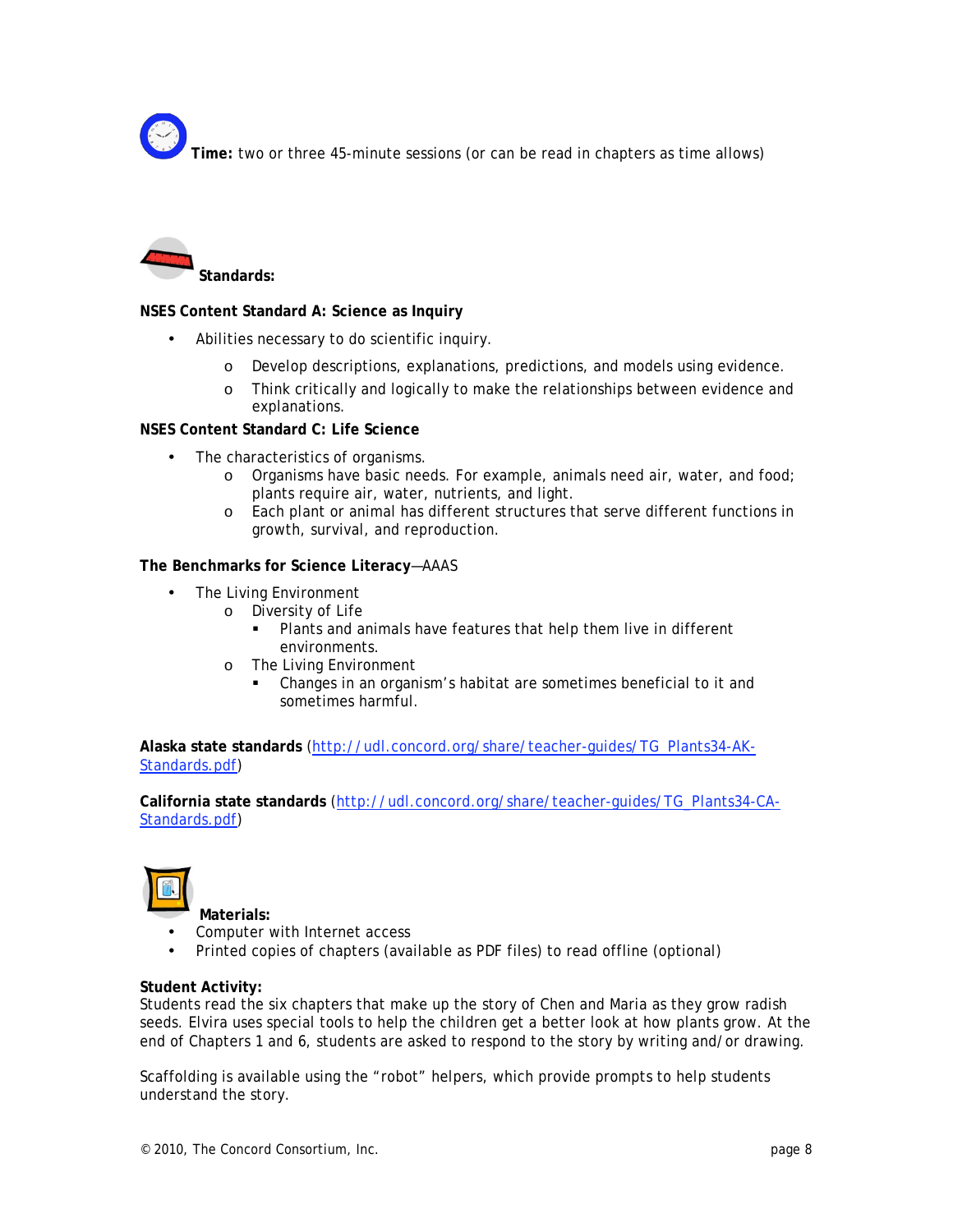**Time:** two or three 45-minute sessions (or can be read in chapters as time allows)

**Standards:**

**NSES Content Standard A: Science as Inquiry**

- Abilities necessary to do scientific inquiry.
  - Develop descriptions, explanations, predictions, and models using evidence.
  - Think critically and logically to make the relationships between evidence and explanations.

**NSES Content Standard C: Life Science**

- The characteristics of organisms.
  - Organisms have basic needs. For example, animals need air, water, and food; plants require air, water, nutrients, and light.
  - Each plant or animal has different structures that serve different functions in growth, survival, and reproduction.

**The Benchmarks for Science Literacy**—AAAS

- The Living Environment
  - Diversity of Life
    - Plants and animals have features that help them live in different environments.
  - The Living Environment
    - Changes in an organism's habitat are sometimes beneficial to it and sometimes harmful.

**Alaska state standards** (http://udl.concord.org/share/teacher-guides/TG_Plants34-AK-Standards.pdf)

**California state standards** (http://udl.concord.org/share/teacher-guides/TG_Plants34-CA-Standards.pdf)

**Materials:**

- Computer with Internet access
- Printed copies of chapters (available as PDF files) to read offline (optional)

**Student Activity:**
Students read the six chapters that make up the story of Chen and Maria as they grow radish seeds. Elvira uses special tools to help the children get a better look at how plants grow. At the end of Chapters 1 and 6, students are asked to respond to the story by writing and/or drawing.

Scaffolding is available using the "robot" helpers, which provide prompts to help students understand the story.

© 2010, The Concord Consortium, Inc.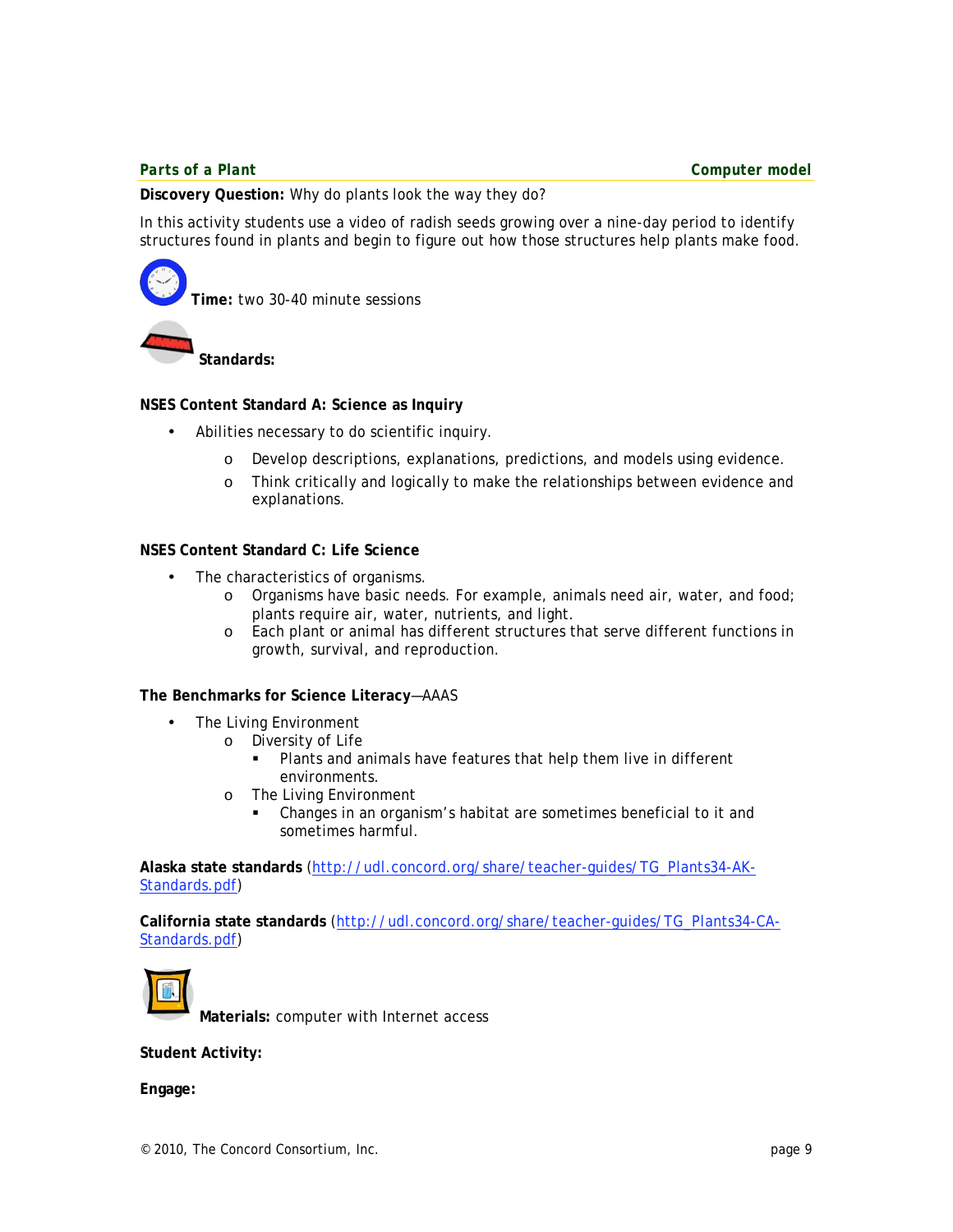## Parts of a Plant — Computer model

**Discovery Question:** Why do plants look the way they do?

In this activity students use a video of radish seeds growing over a nine-day period to identify structures found in plants and begin to figure out how those structures help plants make food.

**Time:** two 30-40 minute sessions

**Standards:**

**NSES Content Standard A: Science as Inquiry**

- Abilities necessary to do scientific inquiry.
  - Develop descriptions, explanations, predictions, and models using evidence.
  - Think critically and logically to make the relationships between evidence and explanations.

**NSES Content Standard C: Life Science**

- The characteristics of organisms.
  - Organisms have basic needs. For example, animals need air, water, and food; plants require air, water, nutrients, and light.
  - Each plant or animal has different structures that serve different functions in growth, survival, and reproduction.

**The Benchmarks for Science Literacy**—AAAS

- The Living Environment
  - Diversity of Life
    - Plants and animals have features that help them live in different environments.
  - The Living Environment
    - Changes in an organism's habitat are sometimes beneficial to it and sometimes harmful.

**Alaska state standards** (http://udl.concord.org/share/teacher-guides/TG_Plants34-AK-Standards.pdf)

**California state standards** (http://udl.concord.org/share/teacher-guides/TG_Plants34-CA-Standards.pdf)

**Materials:** computer with Internet access

**Student Activity:**

**Engage:**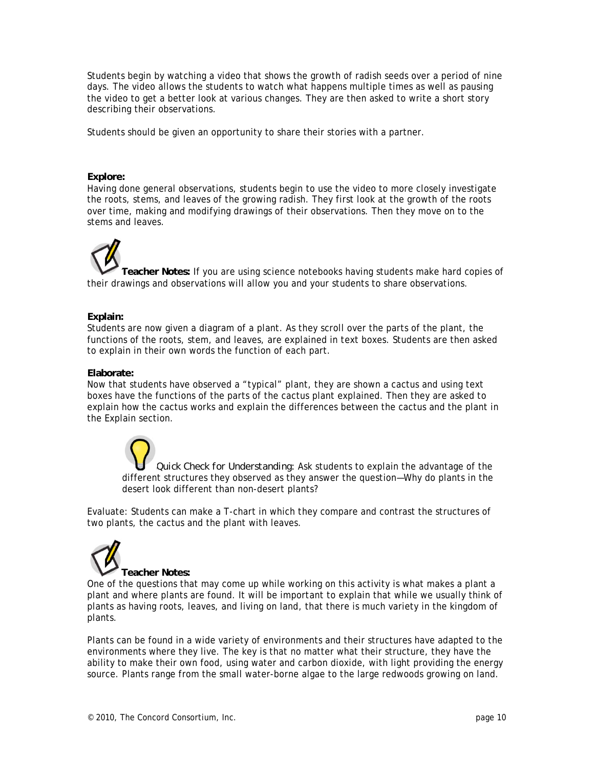Students begin by watching a video that shows the growth of radish seeds over a period of nine days. The video allows the students to watch what happens multiple times as well as pausing the video to get a better look at various changes. They are then asked to write a short story describing their observations.

Students should be given an opportunity to share their stories with a partner.

**Explore:**
Having done general observations, students begin to use the video to more closely investigate the roots, stems, and leaves of the growing radish. They first look at the growth of the roots over time, making and modifying drawings of their observations. Then they move on to the stems and leaves.

**Teacher Notes:** If you are using science notebooks having students make hard copies of their drawings and observations will allow you and your students to share observations.

**Explain:**
Students are now given a diagram of a plant. As they scroll over the parts of the plant, the functions of the roots, stem, and leaves, are explained in text boxes. Students are then asked to explain in their own words the function of each part.

**Elaborate:**
Now that students have observed a "typical" plant, they are shown a cactus and using text boxes have the functions of the parts of the cactus plant explained. Then they are asked to explain how the cactus works and explain the differences between the cactus and the plant in the Explain section.

*Quick Check for Understanding:* Ask students to explain the advantage of the different structures they observed as they answer the question—Why do plants in the desert look different than non-desert plants?

Evaluate: Students can make a T-chart in which they compare and contrast the structures of two plants, the cactus and the plant with leaves.

**Teacher Notes:**
One of the questions that may come up while working on this activity is what makes a plant a plant and where plants are found. It will be important to explain that while we usually think of plants as having roots, leaves, and living on land, that there is much variety in the kingdom of plants.

Plants can be found in a wide variety of environments and their structures have adapted to the environments where they live. The key is that no matter what their structure, they have the ability to make their own food, using water and carbon dioxide, with light providing the energy source. Plants range from the small water-borne algae to the large redwoods growing on land.

© 2010, The Concord Consortium, Inc.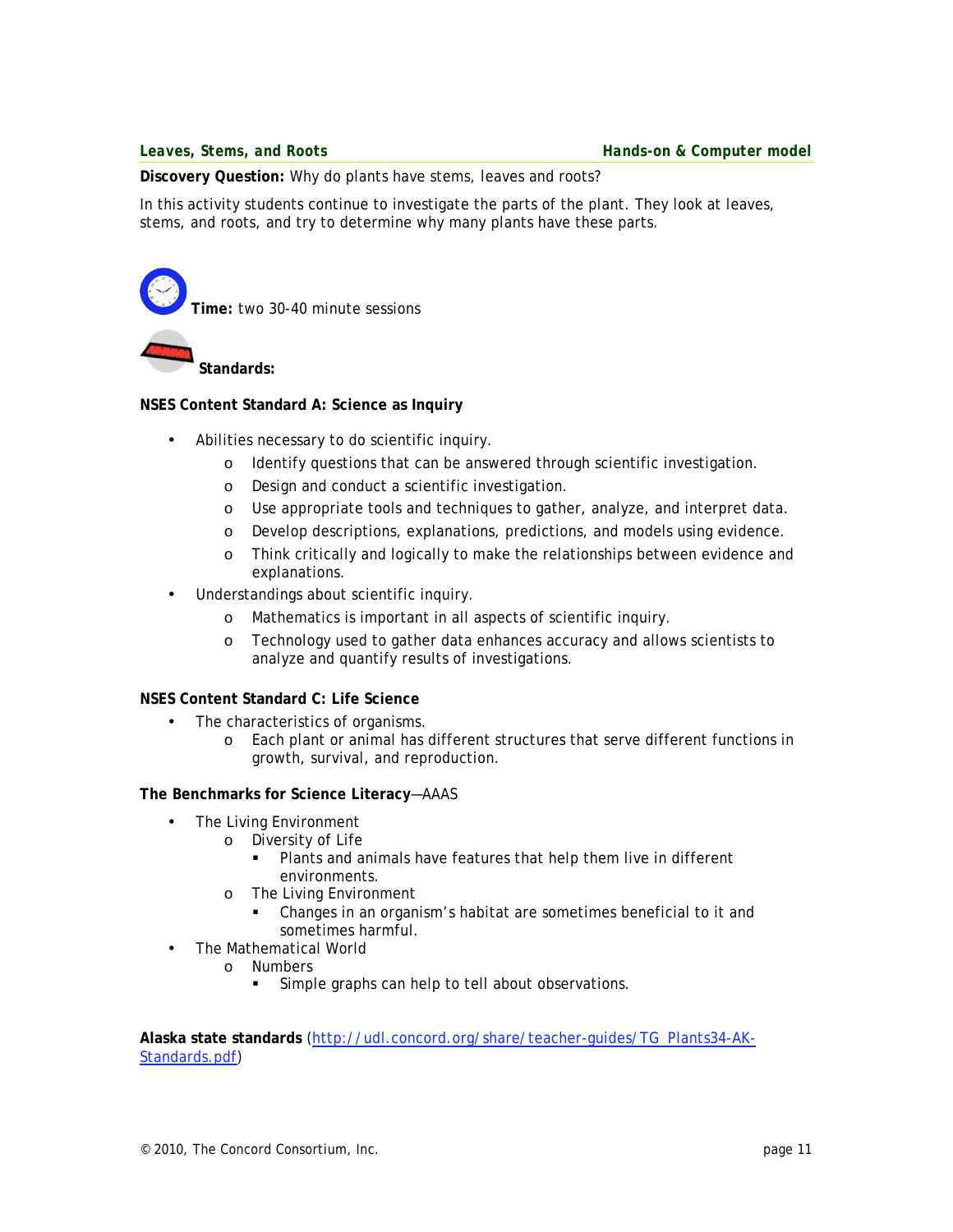## Leaves, Stems, and Roots

**Hands-on & Computer model**

**Discovery Question:** Why do plants have stems, leaves and roots?

In this activity students continue to investigate the parts of the plant. They look at leaves, stems, and roots, and try to determine why many plants have these parts.

**Time:** two 30-40 minute sessions

**Standards:**

**NSES Content Standard A: Science as Inquiry**

- Abilities necessary to do scientific inquiry.
  - Identify questions that can be answered through scientific investigation.
  - Design and conduct a scientific investigation.
  - Use appropriate tools and techniques to gather, analyze, and interpret data.
  - Develop descriptions, explanations, predictions, and models using evidence.
  - Think critically and logically to make the relationships between evidence and explanations.
- Understandings about scientific inquiry.
  - Mathematics is important in all aspects of scientific inquiry.
  - Technology used to gather data enhances accuracy and allows scientists to analyze and quantify results of investigations.

**NSES Content Standard C: Life Science**

- The characteristics of organisms.
  - Each plant or animal has different structures that serve different functions in growth, survival, and reproduction.

**The Benchmarks for Science Literacy**—AAAS

- The Living Environment
  - Diversity of Life
    - Plants and animals have features that help them live in different environments.
  - The Living Environment
    - Changes in an organism's habitat are sometimes beneficial to it and sometimes harmful.
- The Mathematical World
  - Numbers
    - Simple graphs can help to tell about observations.

**Alaska state standards** (http://udl.concord.org/share/teacher-guides/TG_Plants34-AK-Standards.pdf)

© 2010, The Concord Consortium, Inc.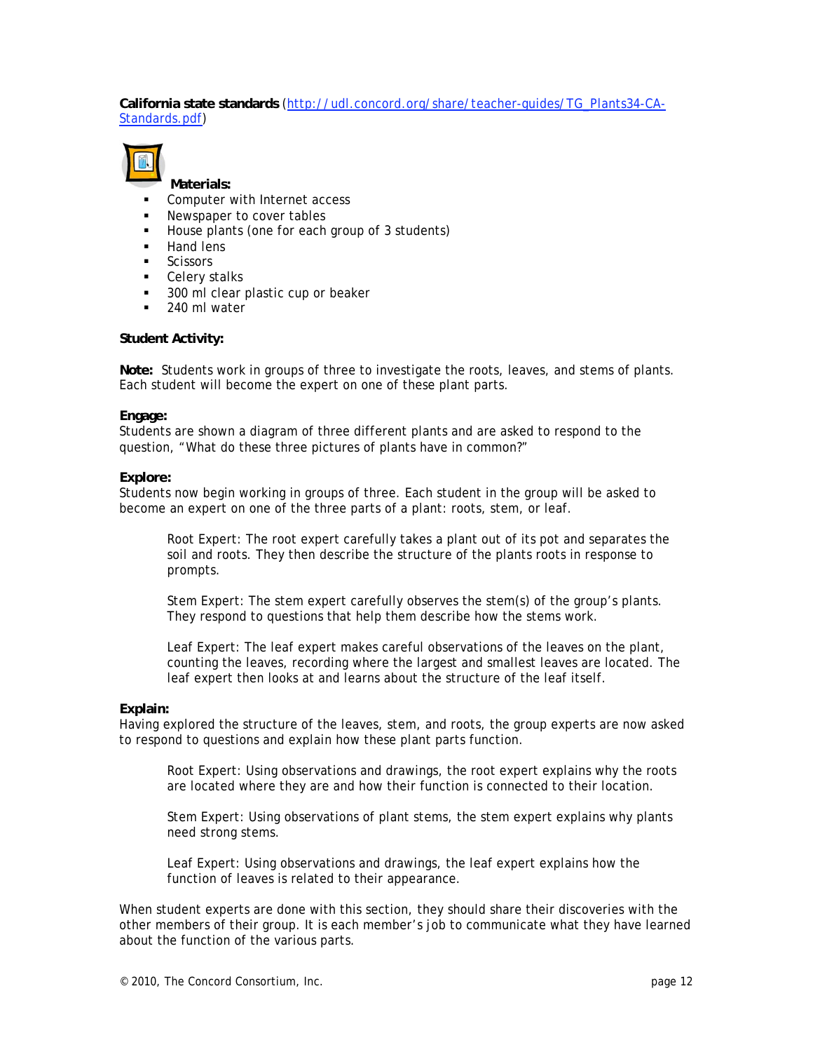**California state standards** ([http://udl.concord.org/share/teacher-guides/TG_Plants34-CA-Standards.pdf](http://udl.concord.org/share/teacher-guides/TG_Plants34-CA-Standards.pdf))

**Materials:**

- Computer with Internet access
- Newspaper to cover tables
- House plants (one for each group of 3 students)
- Hand lens
- Scissors
- Celery stalks
- 300 ml clear plastic cup or beaker
- 240 ml water

**Student Activity:**

**Note:** Students work in groups of three to investigate the roots, leaves, and stems of plants. Each student will become the expert on one of these plant parts.

**Engage:**
Students are shown a diagram of three different plants and are asked to respond to the question, "What do these three pictures of plants have in common?"

**Explore:**
Students now begin working in groups of three. Each student in the group will be asked to become an expert on one of the three parts of a plant: roots, stem, or leaf.

> Root Expert: The root expert carefully takes a plant out of its pot and separates the soil and roots. They then describe the structure of the plants roots in response to prompts.
>
> Stem Expert: The stem expert carefully observes the stem(s) of the group's plants. They respond to questions that help them describe how the stems work.
>
> Leaf Expert: The leaf expert makes careful observations of the leaves on the plant, counting the leaves, recording where the largest and smallest leaves are located. The leaf expert then looks at and learns about the structure of the leaf itself.

**Explain:**
Having explored the structure of the leaves, stem, and roots, the group experts are now asked to respond to questions and explain how these plant parts function.

> Root Expert: Using observations and drawings, the root expert explains why the roots are located where they are and how their function is connected to their location.
>
> Stem Expert: Using observations of plant stems, the stem expert explains why plants need strong stems.
>
> Leaf Expert: Using observations and drawings, the leaf expert explains how the function of leaves is related to their appearance.

When student experts are done with this section, they should share their discoveries with the other members of their group. It is each member's job to communicate what they have learned about the function of the various parts.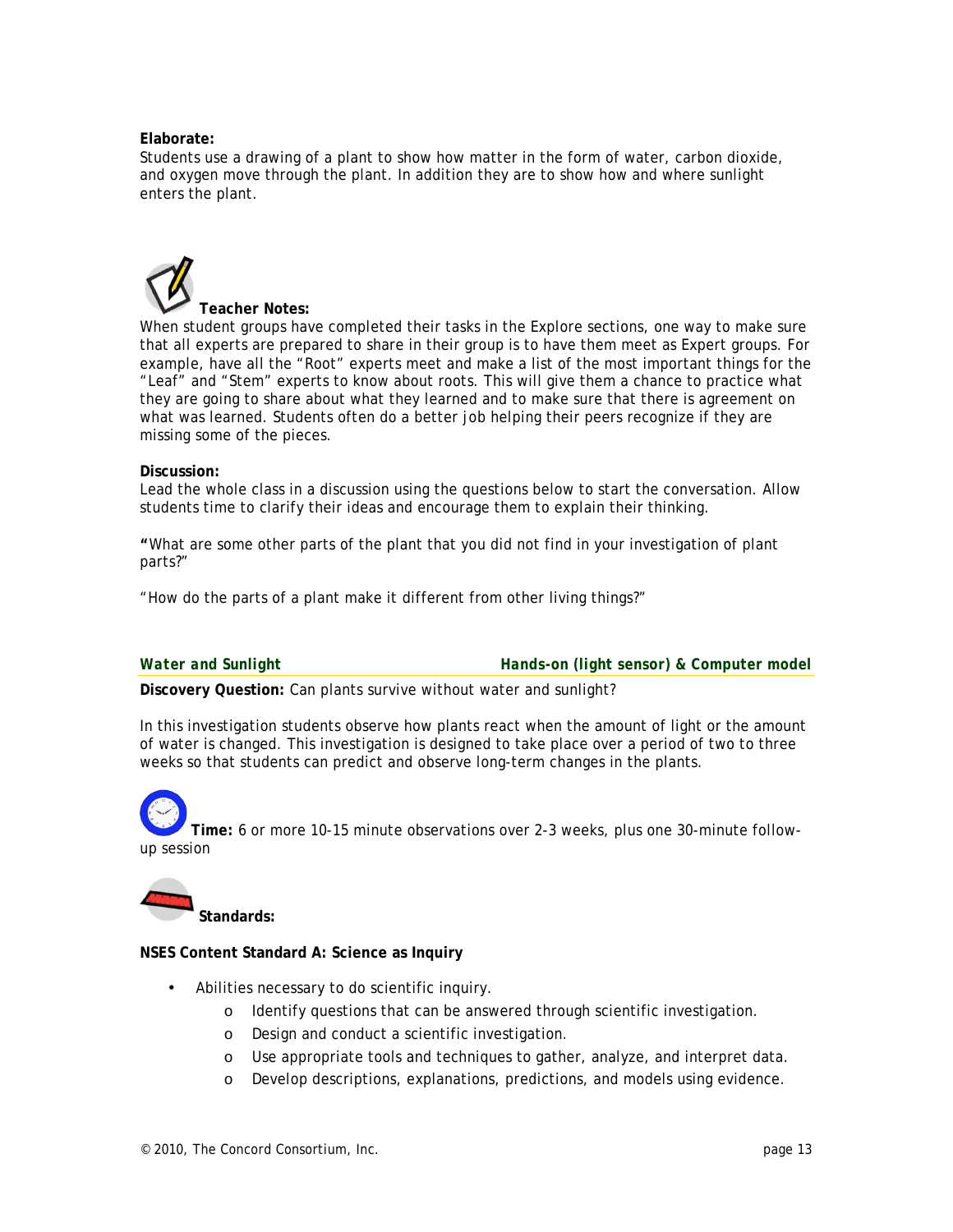**Elaborate:**
Students use a drawing of a plant to show how matter in the form of water, carbon dioxide, and oxygen move through the plant. In addition they are to show how and where sunlight enters the plant.

**Teacher Notes:**
When student groups have completed their tasks in the Explore sections, one way to make sure that all experts are prepared to share in their group is to have them meet as Expert groups. For example, have all the "Root" experts meet and make a list of the most important things for the "Leaf" and "Stem" experts to know about roots. This will give them a chance to practice what they are going to share about what they learned and to make sure that there is agreement on what was learned. Students often do a better job helping their peers recognize if they are missing some of the pieces.

**Discussion:**
Lead the whole class in a discussion using the questions below to start the conversation. Allow students time to clarify their ideas and encourage them to explain their thinking.

**"**What are some other parts of the plant that you did not find in your investigation of plant parts?"

"How do the parts of a plant make it different from other living things?"

## *Water and Sunlight* — *Hands-on (light sensor) & Computer model*

**Discovery Question:** Can plants survive without water and sunlight?

In this investigation students observe how plants react when the amount of light or the amount of water is changed. This investigation is designed to take place over a period of two to three weeks so that students can predict and observe long-term changes in the plants.

**Time:** 6 or more 10-15 minute observations over 2-3 weeks, plus one 30-minute follow-up session

**Standards:**

**NSES Content Standard A: Science as Inquiry**

- Abilities necessary to do scientific inquiry.
  - Identify questions that can be answered through scientific investigation.
  - Design and conduct a scientific investigation.
  - Use appropriate tools and techniques to gather, analyze, and interpret data.
  - Develop descriptions, explanations, predictions, and models using evidence.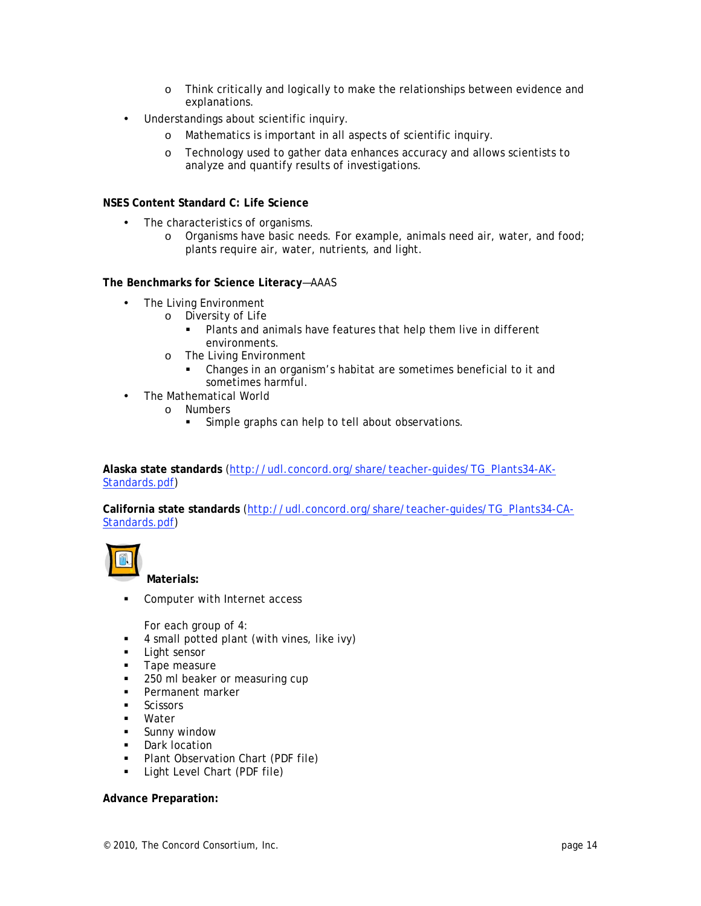- Think critically and logically to make the relationships between evidence and explanations.
- Understandings about scientific inquiry.
  - Mathematics is important in all aspects of scientific inquiry.
  - Technology used to gather data enhances accuracy and allows scientists to analyze and quantify results of investigations.

**NSES Content Standard C: Life Science**

- The characteristics of organisms.
  - Organisms have basic needs. For example, animals need air, water, and food; plants require air, water, nutrients, and light.

**The Benchmarks for Science Literacy**—AAAS

- The Living Environment
  - Diversity of Life
    - Plants and animals have features that help them live in different environments.
  - The Living Environment
    - Changes in an organism's habitat are sometimes beneficial to it and sometimes harmful.
- The Mathematical World
  - Numbers
    - Simple graphs can help to tell about observations.

**Alaska state standards** (http://udl.concord.org/share/teacher-guides/TG_Plants34-AK-Standards.pdf)

**California state standards** (http://udl.concord.org/share/teacher-guides/TG_Plants34-CA-Standards.pdf)

**Materials:**

- Computer with Internet access

For each group of 4:

- 4 small potted plant (with vines, like ivy)
- Light sensor
- Tape measure
- 250 ml beaker or measuring cup
- Permanent marker
- Scissors
- Water
- Sunny window
- Dark location
- Plant Observation Chart (PDF file)
- Light Level Chart (PDF file)

**Advance Preparation:**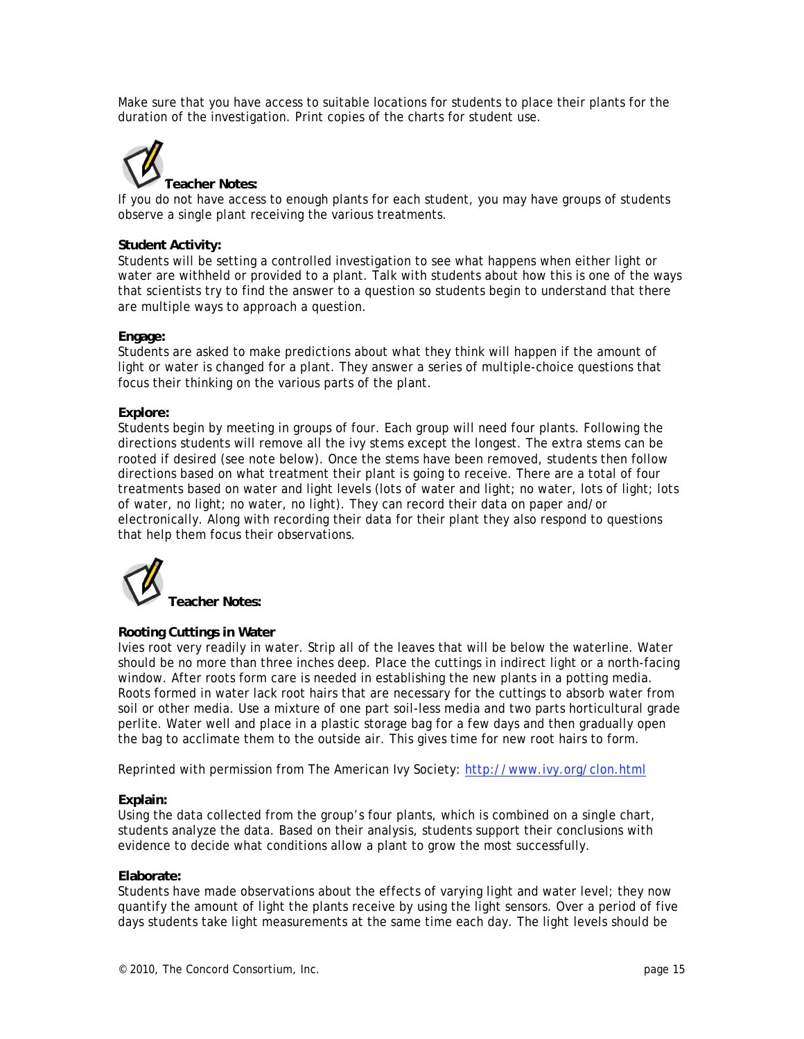Make sure that you have access to suitable locations for students to place their plants for the duration of the investigation. Print copies of the charts for student use.

**Teacher Notes:**

If you do not have access to enough plants for each student, you may have groups of students observe a single plant receiving the various treatments.

**Student Activity:**

Students will be setting a controlled investigation to see what happens when either light or water are withheld or provided to a plant. Talk with students about how this is one of the ways that scientists try to find the answer to a question so students begin to understand that there are multiple ways to approach a question.

**Engage:**

Students are asked to make predictions about what they think will happen if the amount of light or water is changed for a plant. They answer a series of multiple-choice questions that focus their thinking on the various parts of the plant.

**Explore:**

Students begin by meeting in groups of four. Each group will need four plants. Following the directions students will remove all the ivy stems except the longest. The extra stems can be rooted if desired (see note below). Once the stems have been removed, students then follow directions based on what treatment their plant is going to receive. There are a total of four treatments based on water and light levels (lots of water and light; no water, lots of light; lots of water, no light; no water, no light). They can record their data on paper and/or electronically. Along with recording their data for their plant they also respond to questions that help them focus their observations.

**Teacher Notes:**

**Rooting Cuttings in Water**

Ivies root very readily in water. Strip all of the leaves that will be below the waterline. Water should be no more than three inches deep. Place the cuttings in indirect light or a north-facing window. After roots form care is needed in establishing the new plants in a potting media. Roots formed in water lack root hairs that are necessary for the cuttings to absorb water from soil or other media. Use a mixture of one part soil-less media and two parts horticultural grade perlite. Water well and place in a plastic storage bag for a few days and then gradually open the bag to acclimate them to the outside air. This gives time for new root hairs to form.

Reprinted with permission from The American Ivy Society: [http://www.ivy.org/clon.html](http://www.ivy.org/clon.html)

**Explain:**

Using the data collected from the group's four plants, which is combined on a single chart, students analyze the data. Based on their analysis, students support their conclusions with evidence to decide what conditions allow a plant to grow the most successfully.

**Elaborate:**

Students have made observations about the effects of varying light and water level; they now quantify the amount of light the plants receive by using the light sensors. Over a period of five days students take light measurements at the same time each day. The light levels should be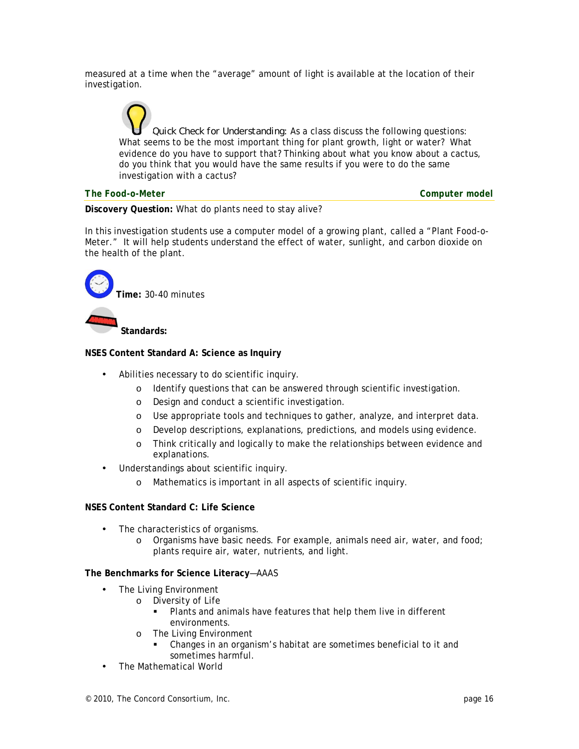measured at a time when the "average" amount of light is available at the location of their investigation.

*Quick Check for Understanding:* As a class discuss the following questions: What seems to be the most important thing for plant growth, light or water? What evidence do you have to support that? Thinking about what you know about a cactus, do you think that you would have the same results if you were to do the same investigation with a cactus?

## The Food-o-Meter — Computer model

**Discovery Question:** What do plants need to stay alive?

In this investigation students use a computer model of a growing plant, called a "Plant Food-o-Meter." It will help students understand the effect of water, sunlight, and carbon dioxide on the health of the plant.

**Time:** 30-40 minutes

**Standards:**

**NSES Content Standard A: Science as Inquiry**

- Abilities necessary to do scientific inquiry.
  - Identify questions that can be answered through scientific investigation.
  - Design and conduct a scientific investigation.
  - Use appropriate tools and techniques to gather, analyze, and interpret data.
  - Develop descriptions, explanations, predictions, and models using evidence.
  - Think critically and logically to make the relationships between evidence and explanations.
- Understandings about scientific inquiry.
  - Mathematics is important in all aspects of scientific inquiry.

**NSES Content Standard C: Life Science**

- The characteristics of organisms.
  - Organisms have basic needs. For example, animals need air, water, and food; plants require air, water, nutrients, and light.

**The Benchmarks for Science Literacy**—AAAS

- The Living Environment
  - Diversity of Life
    - Plants and animals have features that help them live in different environments.
  - The Living Environment
    - Changes in an organism's habitat are sometimes beneficial to it and sometimes harmful.
- The Mathematical World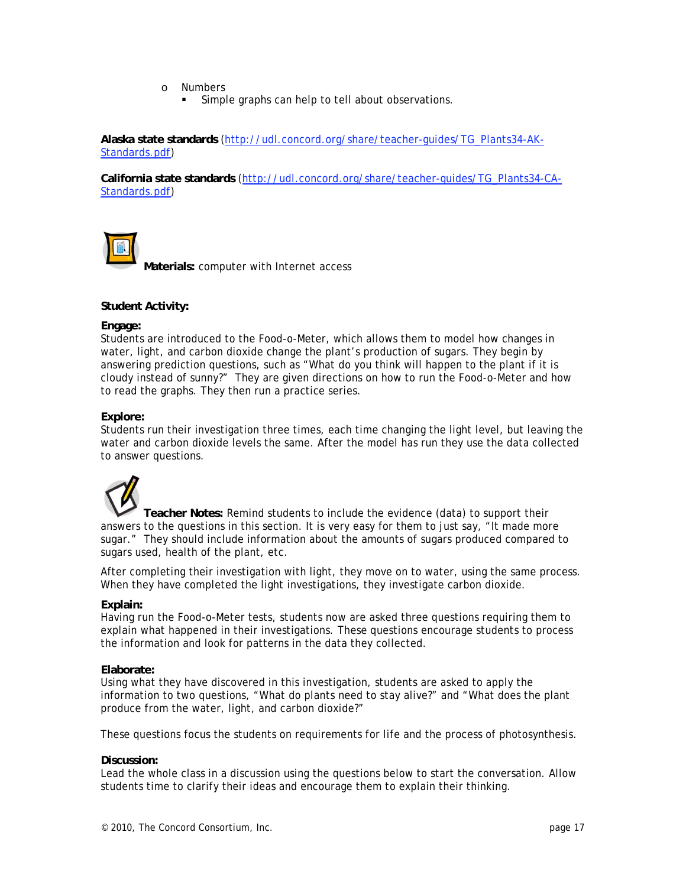- Numbers
  - Simple graphs can help to tell about observations.

**Alaska state standards** (http://udl.concord.org/share/teacher-guides/TG_Plants34-AK-Standards.pdf)

**California state standards** (http://udl.concord.org/share/teacher-guides/TG_Plants34-CA-Standards.pdf)

**Materials:** computer with Internet access

**Student Activity:**

**Engage:**
Students are introduced to the Food-o-Meter, which allows them to model how changes in water, light, and carbon dioxide change the plant's production of sugars. They begin by answering prediction questions, such as "What do you think will happen to the plant if it is cloudy instead of sunny?" They are given directions on how to run the Food-o-Meter and how to read the graphs. They then run a practice series.

**Explore:**
Students run their investigation three times, each time changing the light level, but leaving the water and carbon dioxide levels the same. After the model has run they use the data collected to answer questions.

**Teacher Notes:** Remind students to include the evidence (data) to support their answers to the questions in this section. It is very easy for them to just say, "It made more sugar." They should include information about the amounts of sugars produced compared to sugars used, health of the plant, etc.

After completing their investigation with light, they move on to water, using the same process. When they have completed the light investigations, they investigate carbon dioxide.

**Explain:**
Having run the Food-o-Meter tests, students now are asked three questions requiring them to explain what happened in their investigations. These questions encourage students to process the information and look for patterns in the data they collected.

**Elaborate:**
Using what they have discovered in this investigation, students are asked to apply the information to two questions, "What do plants need to stay alive?" and "What does the plant produce from the water, light, and carbon dioxide?"

These questions focus the students on requirements for life and the process of photosynthesis.

**Discussion:**
Lead the whole class in a discussion using the questions below to start the conversation. Allow students time to clarify their ideas and encourage them to explain their thinking.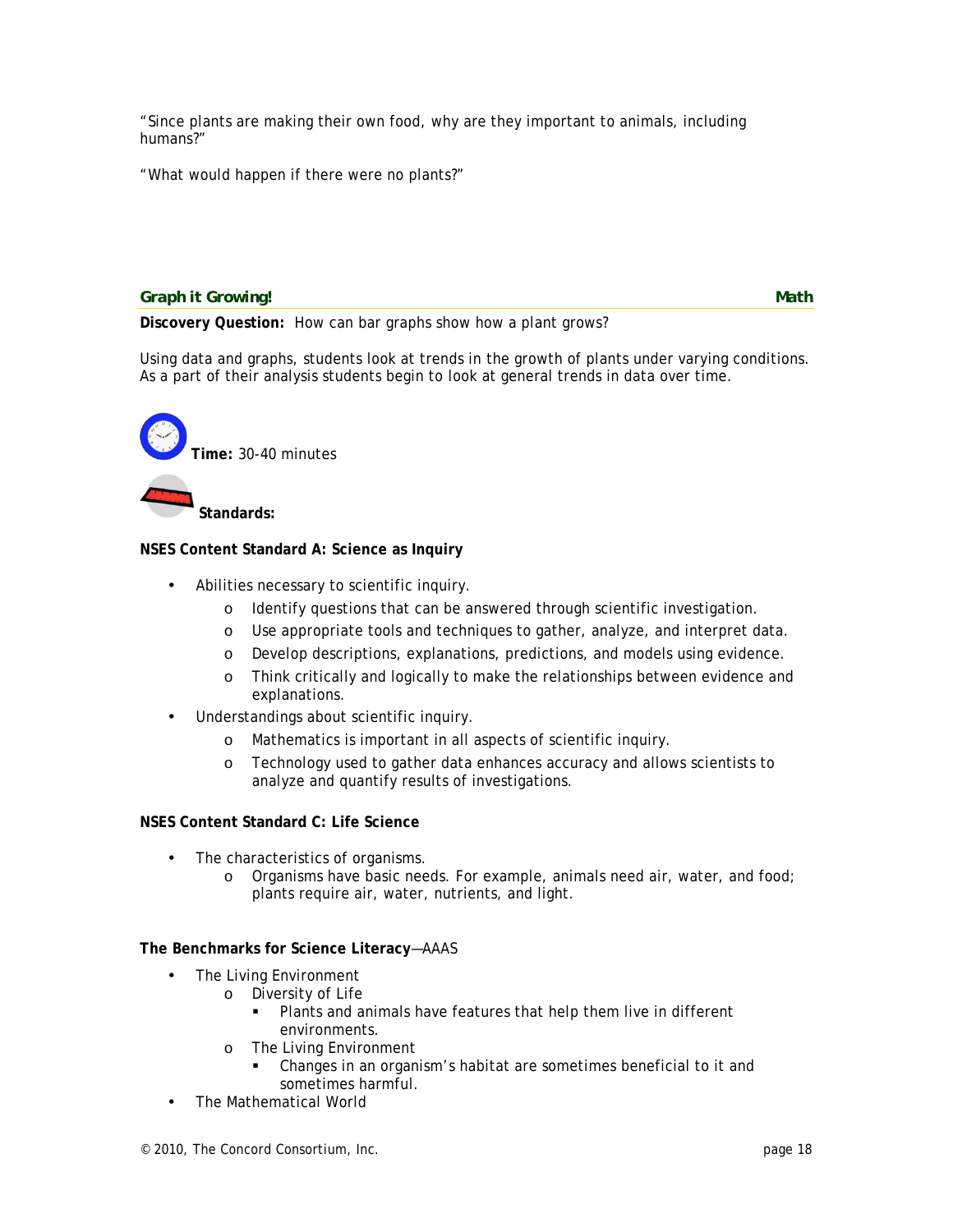"Since plants are making their own food, why are they important to animals, including humans?"

"What would happen if there were no plants?"

## Graph it Growing! — Math

**Discovery Question:** How can bar graphs show how a plant grows?

Using data and graphs, students look at trends in the growth of plants under varying conditions. As a part of their analysis students begin to look at general trends in data over time.

**Time:** 30-40 minutes

**Standards:**

**NSES Content Standard A: Science as Inquiry**

- Abilities necessary to scientific inquiry.
  - Identify questions that can be answered through scientific investigation.
  - Use appropriate tools and techniques to gather, analyze, and interpret data.
  - Develop descriptions, explanations, predictions, and models using evidence.
  - Think critically and logically to make the relationships between evidence and explanations.
- Understandings about scientific inquiry.
  - Mathematics is important in all aspects of scientific inquiry.
  - Technology used to gather data enhances accuracy and allows scientists to analyze and quantify results of investigations.

**NSES Content Standard C: Life Science**

- The characteristics of organisms.
  - Organisms have basic needs. For example, animals need air, water, and food; plants require air, water, nutrients, and light.

**The Benchmarks for Science Literacy**—AAAS

- The Living Environment
  - Diversity of Life
    - Plants and animals have features that help them live in different environments.
  - The Living Environment
    - Changes in an organism's habitat are sometimes beneficial to it and sometimes harmful.
- The Mathematical World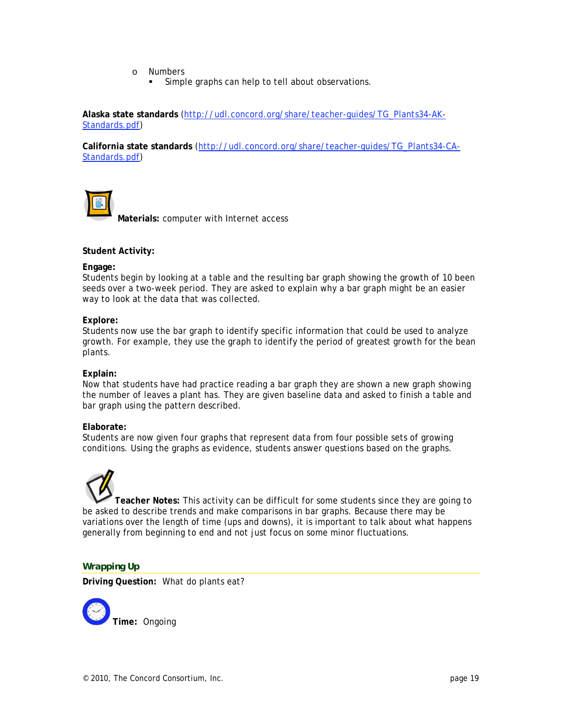- Numbers
  - Simple graphs can help to tell about observations.

**Alaska state standards** (http://udl.concord.org/share/teacher-guides/TG_Plants34-AK-Standards.pdf)

**California state standards** (http://udl.concord.org/share/teacher-guides/TG_Plants34-CA-Standards.pdf)

**Materials:** computer with Internet access

**Student Activity:**

**Engage:**
Students begin by looking at a table and the resulting bar graph showing the growth of 10 been seeds over a two-week period. They are asked to explain why a bar graph might be an easier way to look at the data that was collected.

**Explore:**
Students now use the bar graph to identify specific information that could be used to analyze growth. For example, they use the graph to identify the period of greatest growth for the bean plants.

**Explain:**
Now that students have had practice reading a bar graph they are shown a new graph showing the number of leaves a plant has. They are given baseline data and asked to finish a table and bar graph using the pattern described.

**Elaborate:**
Students are now given four graphs that represent data from four possible sets of growing conditions. Using the graphs as evidence, students answer questions based on the graphs.

**Teacher Notes:** This activity can be difficult for some students since they are going to be asked to describe trends and make comparisons in bar graphs. Because there may be variations over the length of time (ups and downs), it is important to talk about what happens generally from beginning to end and not just focus on some minor fluctuations.

## Wrapping Up

**Driving Question:** What do plants eat?

**Time:** Ongoing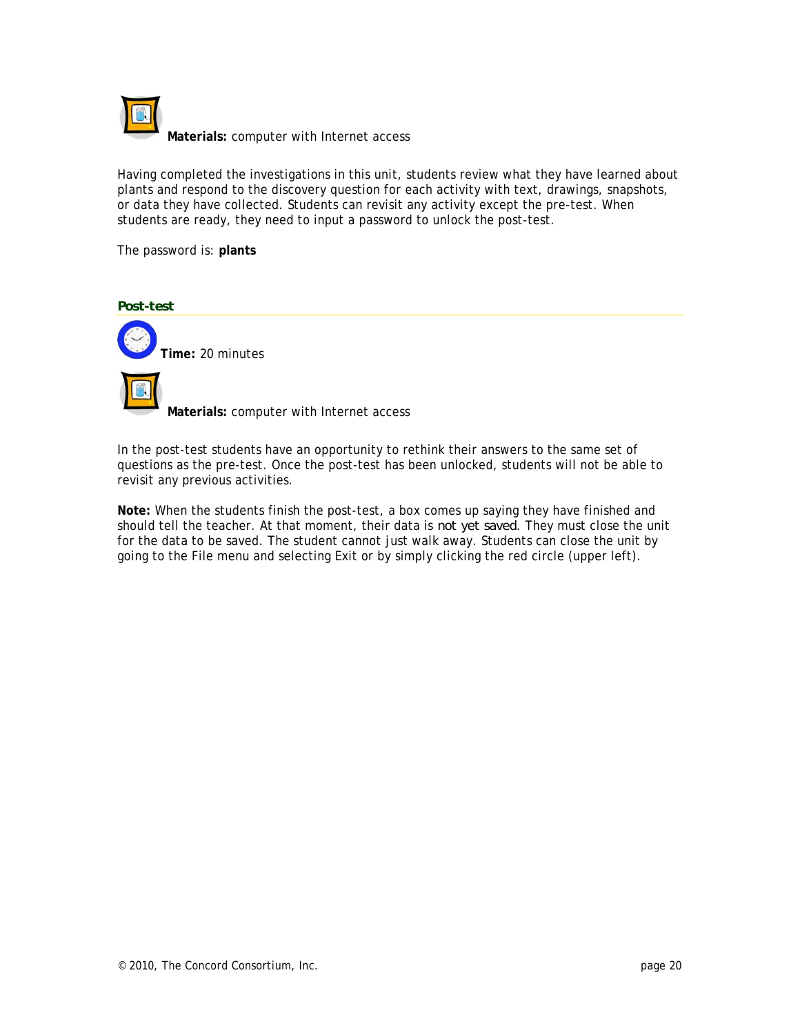**Materials:** computer with Internet access

Having completed the investigations in this unit, students review what they have learned about plants and respond to the discovery question for each activity with text, drawings, snapshots, or data they have collected. Students can revisit any activity except the pre-test. When students are ready, they need to input a password to unlock the post-test.

The password is: **plants**

## Post-test

**Time:** 20 minutes

**Materials:** computer with Internet access

In the post-test students have an opportunity to rethink their answers to the same set of questions as the pre-test. Once the post-test has been unlocked, students will not be able to revisit any previous activities.

**Note:** When the students finish the post-test, a box comes up saying they have finished and should tell the teacher. At that moment, their data is not yet saved. They must close the unit for the data to be saved. The student cannot just walk away. Students can close the unit by going to the File menu and selecting Exit or by simply clicking the red circle (upper left).

© 2010, The Concord Consortium, Inc.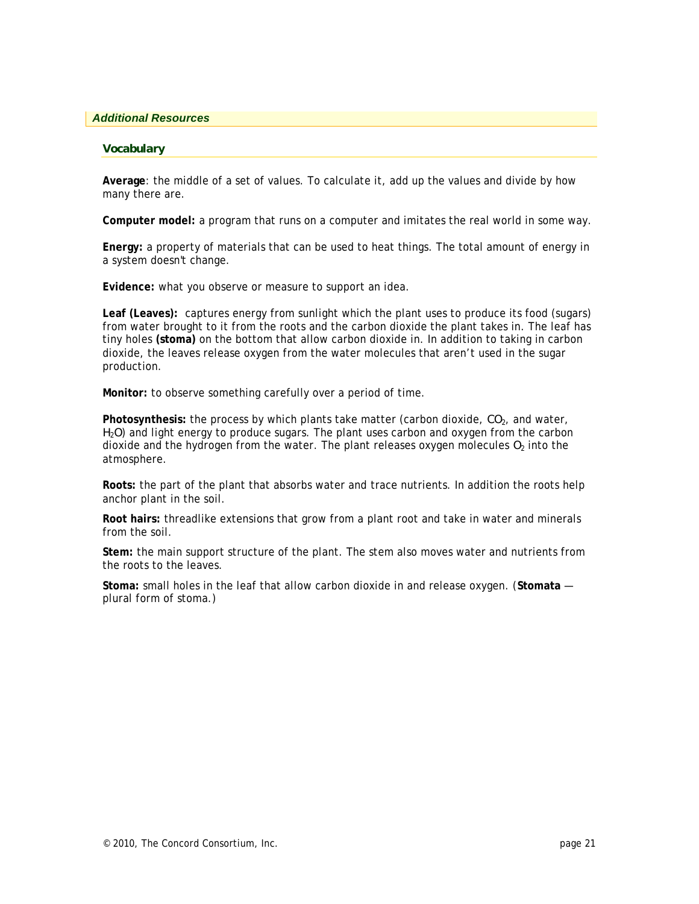## *Additional Resources*

### Vocabulary

**Average**: the middle of a set of values. To calculate it, add up the values and divide by how many there are.

**Computer model:** a program that runs on a computer and imitates the real world in some way.

**Energy:** a property of materials that can be used to heat things. The total amount of energy in a system doesn't change.

**Evidence:** what you observe or measure to support an idea.

**Leaf (Leaves):** captures energy from sunlight which the plant uses to produce its food (sugars) from water brought to it from the roots and the carbon dioxide the plant takes in. The leaf has tiny holes **(stoma)** on the bottom that allow carbon dioxide in. In addition to taking in carbon dioxide, the leaves release oxygen from the water molecules that aren't used in the sugar production.

**Monitor:** to observe something carefully over a period of time.

**Photosynthesis:** the process by which plants take matter (carbon dioxide, $CO_2$, and water, $H_2O$) and light energy to produce sugars. The plant uses carbon and oxygen from the carbon dioxide and the hydrogen from the water. The plant releases oxygen molecules $O_2$ into the atmosphere.

**Roots:** the part of the plant that absorbs water and trace nutrients. In addition the roots help anchor plant in the soil.

**Root hairs:** threadlike extensions that grow from a plant root and take in water and minerals from the soil.

**Stem:** the main support structure of the plant. The stem also moves water and nutrients from the roots to the leaves.

**Stoma:** small holes in the leaf that allow carbon dioxide in and release oxygen. (**Stomata** — plural form of stoma.)

© 2010, The Concord Consortium, Inc.